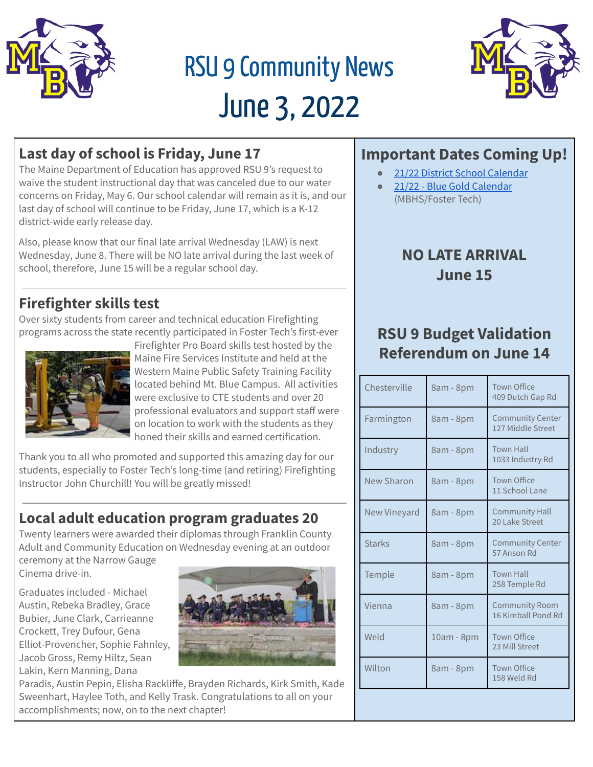# RSU 9 Community News

# June 3, 2022

## Last day of school is Friday, June 17

The Maine Department of Education has approved RSU 9's request to waive the student instructional day that was canceled due to our water concerns on Friday, May 6. Our school calendar will remain as it is, and our last day of school will continue to be Friday, June 17, which is a K-12 district-wide early release day.

Also, please know that our final late arrival Wednesday (LAW) is next Wednesday, June 8. There will be NO late arrival during the last week of school, therefore, June 15 will be a regular school day.

## Firefighter skills test

Over sixty students from career and technical education Firefighting programs across the state recently participated in Foster Tech's first-ever Firefighter Pro Board skills test hosted by the Maine Fire Services Institute and held at the Western Maine Public Safety Training Facility located behind Mt. Blue Campus. All activities were exclusive to CTE students and over 20 professional evaluators and support staff were on location to work with the students as they honed their skills and earned certification.

Thank you to all who promoted and supported this amazing day for our students, especially to Foster Tech's long-time (and retiring) Firefighting Instructor John Churchill! You will be greatly missed!

## Local adult education program graduates 20

Twenty learners were awarded their diplomas through Franklin County Adult and Community Education on Wednesday evening at an outdoor ceremony at the Narrow Gauge Cinema drive-in.

Graduates included - Michael Austin, Rebeka Bradley, Grace Bubier, June Clark, Carrieanne Crockett, Trey Dufour, Gena Elliot-Provencher, Sophie Fahnley, Jacob Gross, Remy Hiltz, Sean Lakin, Kern Manning, Dana Paradis, Austin Pepin, Elisha Rackliffe, Brayden Richards, Kirk Smith, Kade Sweenhart, Haylee Toth, and Kelly Trask. Congratulations to all on your accomplishments; now, on to the next chapter!

## Important Dates Coming Up!

- 21/22 District School Calendar
- 21/22 - Blue Gold Calendar (MBHS/Foster Tech)

**NO LATE ARRIVAL June 15**

## RSU 9 Budget Validation Referendum on June 14

| Town | Hours | Location |
|---|---|---|
| Chesterville | 8am - 8pm | Town Office 409 Dutch Gap Rd |
| Farmington | 8am - 8pm | Community Center 127 Middle Street |
| Industry | 8am - 8pm | Town Hall 1033 Industry Rd |
| New Sharon | 8am - 8pm | Town Office 11 School Lane |
| New Vineyard | 8am - 8pm | Community Hall 20 Lake Street |
| Starks | 8am - 8pm | Community Center 57 Anson Rd |
| Temple | 8am - 8pm | Town Hall 258 Temple Rd |
| Vienna | 8am - 8pm | Community Room 16 Kimball Pond Rd |
| Weld | 10am - 8pm | Town Office 23 Mill Street |
| Wilton | 8am - 8pm | Town Office 158 Weld Rd |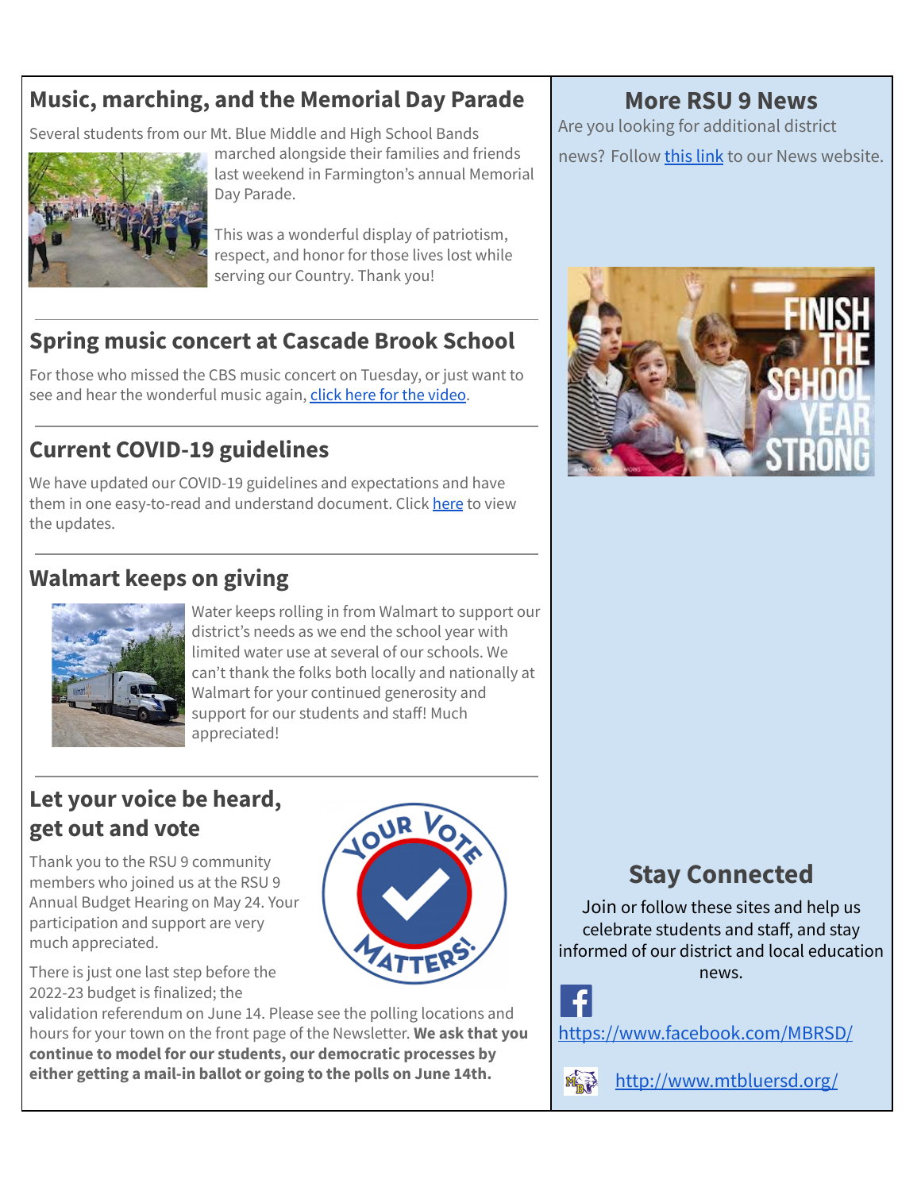## Music, marching, and the Memorial Day Parade

Several students from our Mt. Blue Middle and High School Bands marched alongside their families and friends last weekend in Farmington's annual Memorial Day Parade.

This was a wonderful display of patriotism, respect, and honor for those lives lost while serving our Country. Thank you!

## Spring music concert at Cascade Brook School

For those who missed the CBS music concert on Tuesday, or just want to see and hear the wonderful music again, click here for the video.

## Current COVID-19 guidelines

We have updated our COVID-19 guidelines and expectations and have them in one easy-to-read and understand document. Click here to view the updates.

## Walmart keeps on giving

Water keeps rolling in from Walmart to support our district's needs as we end the school year with limited water use at several of our schools. We can't thank the folks both locally and nationally at Walmart for your continued generosity and support for our students and staff! Much appreciated!

## Let your voice be heard, get out and vote

Thank you to the RSU 9 community members who joined us at the RSU 9 Annual Budget Hearing on May 24. Your participation and support are very much appreciated.

There is just one last step before the 2022-23 budget is finalized; the validation referendum on June 14. Please see the polling locations and hours for your town on the front page of the Newsletter. **We ask that you continue to model for our students, our democratic processes by either getting a mail-in ballot or going to the polls on June 14th.**

## More RSU 9 News

Are you looking for additional district news? Follow this link to our News website.

## Stay Connected

Join or follow these sites and help us celebrate students and staff, and stay informed of our district and local education news.

https://www.facebook.com/MBRSD/

http://www.mtbluersd.org/